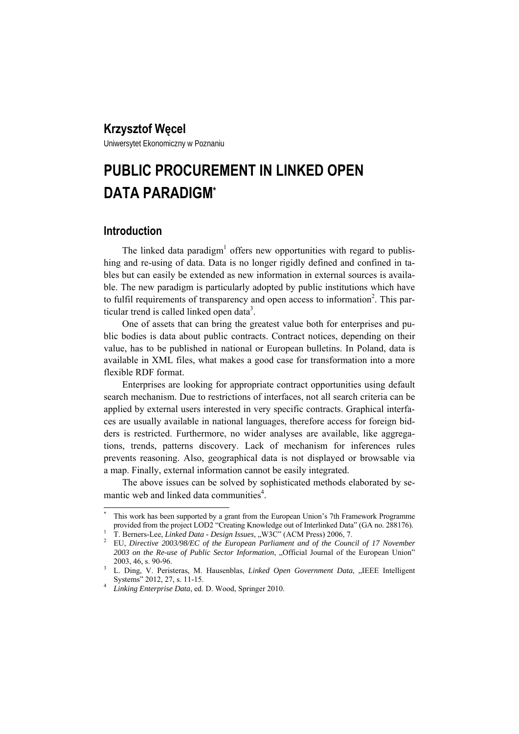**Krzysztof Węcel**

Uniwersytet Ekonomiczny w Poznaniu

# PUBLIC PROCUREMENT IN LINKED OPEN DATA PARADIGM[*]

## Introduction

The linked data paradigm[1] offers new opportunities with regard to publishing and re-using of data. Data is no longer rigidly defined and confined in tables but can easily be extended as new information in external sources is available. The new paradigm is particularly adopted by public institutions which have to fulfil requirements of transparency and open access to information[2]. This particular trend is called linked open data[3].

One of assets that can bring the greatest value both for enterprises and public bodies is data about public contracts. Contract notices, depending on their value, has to be published in national or European bulletins. In Poland, data is available in XML files, what makes a good case for transformation into a more flexible RDF format.

Enterprises are looking for appropriate contract opportunities using default search mechanism. Due to restrictions of interfaces, not all search criteria can be applied by external users interested in very specific contracts. Graphical interfaces are usually available in national languages, therefore access for foreign bidders is restricted. Furthermore, no wider analyses are available, like aggregations, trends, patterns discovery. Lack of mechanism for inferences rules prevents reasoning. Also, geographical data is not displayed or browsable via a map. Finally, external information cannot be easily integrated.

The above issues can be solved by sophisticated methods elaborated by semantic web and linked data communities[4].

---

[*] This work has been supported by a grant from the European Union's 7th Framework Programme provided from the project LOD2 "Creating Knowledge out of Interlinked Data" (GA no. 288176).

[1] T. Berners-Lee, *Linked Data - Design Issues*, „W3C" (ACM Press) 2006, 7.

[2] EU, *Directive 2003/98/EC of the European Parliament and of the Council of 17 November 2003 on the Re-use of Public Sector Information*, „Official Journal of the European Union" 2003, 46, s. 90-96.

[3] L. Ding, V. Peristeras, M. Hausenblas, *Linked Open Government Data*, „IEEE Intelligent Systems" 2012, 27, s. 11-15.

[4] *Linking Enterprise Data*, ed. D. Wood, Springer 2010.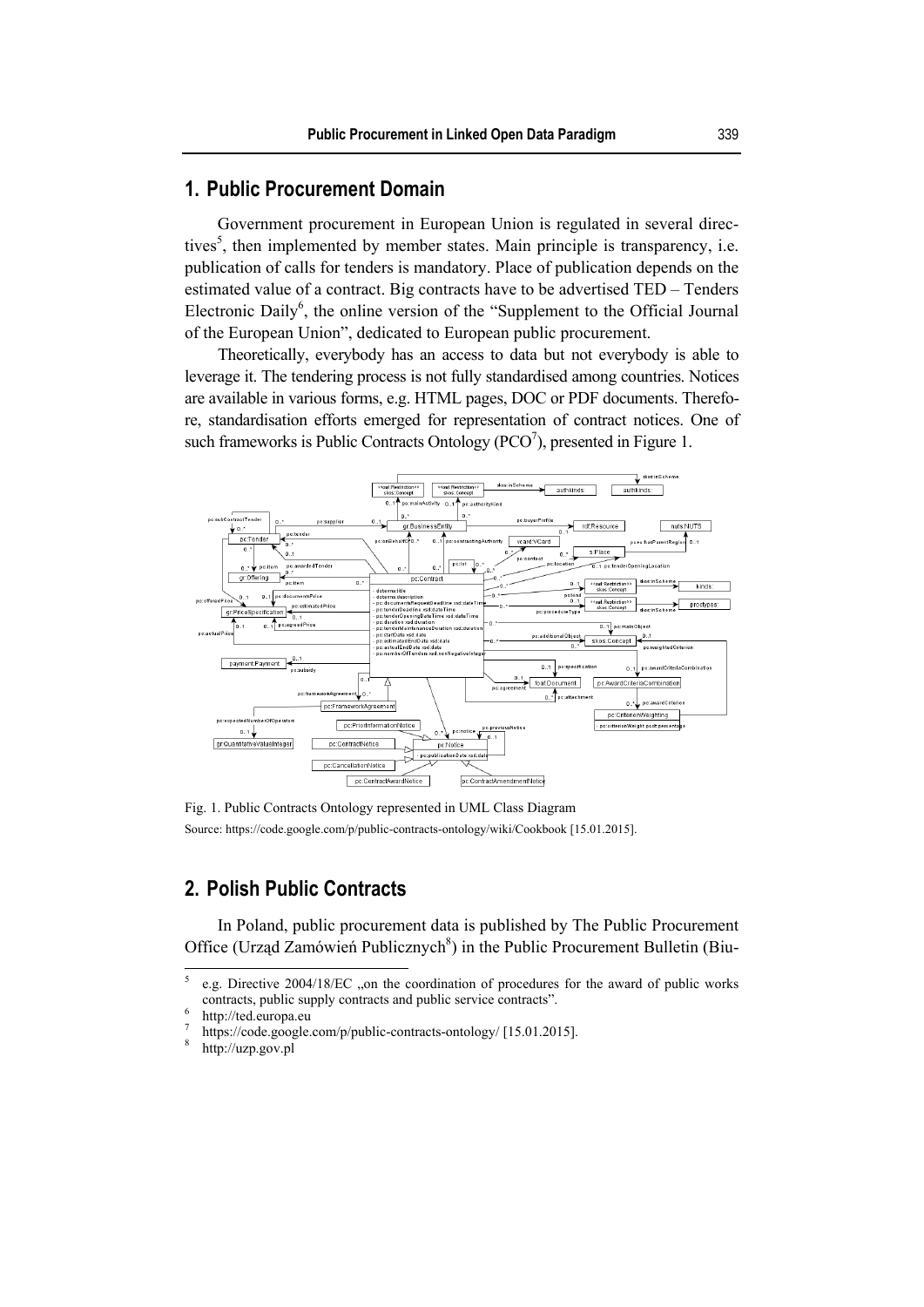## 1. Public Procurement Domain

Government procurement in European Union is regulated in several directives[5], then implemented by member states. Main principle is transparency, i.e. publication of calls for tenders is mandatory. Place of publication depends on the estimated value of a contract. Big contracts have to be advertised TED – Tenders Electronic Daily[6], the online version of the "Supplement to the Official Journal of the European Union", dedicated to European public procurement.

Theoretically, everybody has an access to data but not everybody is able to leverage it. The tendering process is not fully standardised among countries. Notices are available in various forms, e.g. HTML pages, DOC or PDF documents. Therefore, standardisation efforts emerged for representation of contract notices. One of such frameworks is Public Contracts Ontology (PCO[7]), presented in Figure 1.

Fig. 1. Public Contracts Ontology represented in UML Class Diagram

Source: https://code.google.com/p/public-contracts-ontology/wiki/Cookbook [15.01.2015].

## 2. Polish Public Contracts

In Poland, public procurement data is published by The Public Procurement Office (Urząd Zamówień Publicznych[8]) in the Public Procurement Bulletin (Biu-

---

[5] e.g. Directive 2004/18/EC „on the coordination of procedures for the award of public works contracts, public supply contracts and public service contracts".

[6] http://ted.europa.eu

[7] https://code.google.com/p/public-contracts-ontology/ [15.01.2015].

[8] http://uzp.gov.pl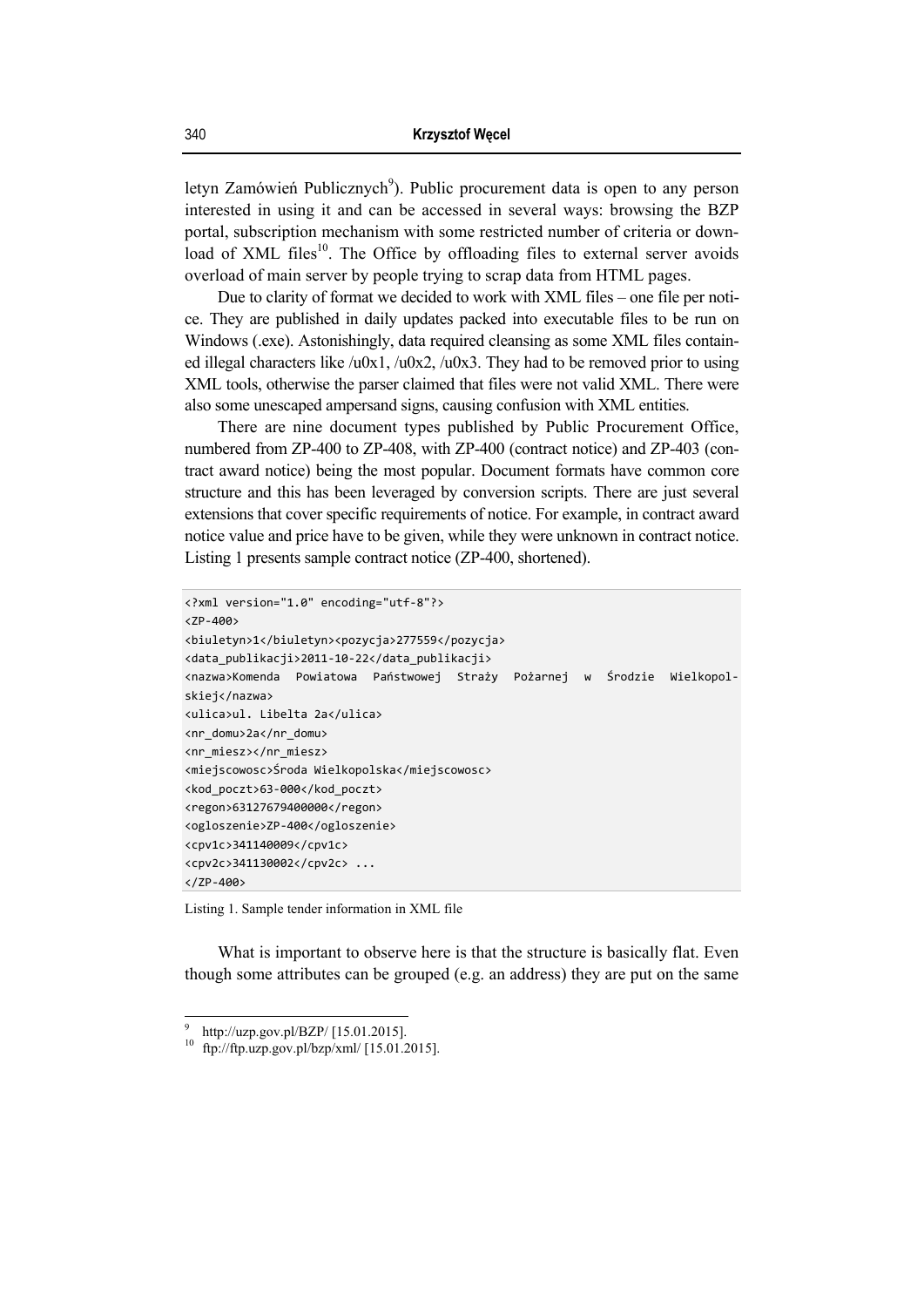letyn Zamówień Publicznych[9]). Public procurement data is open to any person interested in using it and can be accessed in several ways: browsing the BZP portal, subscription mechanism with some restricted number of criteria or download of XML files[10]. The Office by offloading files to external server avoids overload of main server by people trying to scrap data from HTML pages.

Due to clarity of format we decided to work with XML files – one file per notice. They are published in daily updates packed into executable files to be run on Windows (.exe). Astonishingly, data required cleansing as some XML files contained illegal characters like /u0x1, /u0x2, /u0x3. They had to be removed prior to using XML tools, otherwise the parser claimed that files were not valid XML. There were also some unescaped ampersand signs, causing confusion with XML entities.

There are nine document types published by Public Procurement Office, numbered from ZP-400 to ZP-408, with ZP-400 (contract notice) and ZP-403 (contract award notice) being the most popular. Document formats have common core structure and this has been leveraged by conversion scripts. There are just several extensions that cover specific requirements of notice. For example, in contract award notice value and price have to be given, while they were unknown in contract notice. Listing 1 presents sample contract notice (ZP-400, shortened).

```
<?xml version="1.0" encoding="utf-8"?>
<ZP-400>
<biuletyn>1</biuletyn><pozycja>277559</pozycja>
<data_publikacji>2011-10-22</data_publikacji>
<nazwa>Komenda Powiatowa Państwowej Straży Pożarnej w Środzie Wielkopolskiej</nazwa>
<ulica>ul. Libelta 2a</ulica>
<nr_domu>2a</nr_domu>
<nr_miesz></nr_miesz>
<miejscowosc>Środa Wielkopolska</miejscowosc>
<kod_poczt>63-000</kod_poczt>
<regon>63127679400000</regon>
<ogloszenie>ZP-400</ogloszenie>
<cpv1c>341140009</cpv1c>
<cpv2c>341130002</cpv2c> ...
</ZP-400>
```

Listing 1. Sample tender information in XML file

What is important to observe here is that the structure is basically flat. Even though some attributes can be grouped (e.g. an address) they are put on the same

[9] http://uzp.gov.pl/BZP/ [15.01.2015].

[10] ftp://ftp.uzp.gov.pl/bzp/xml/ [15.01.2015].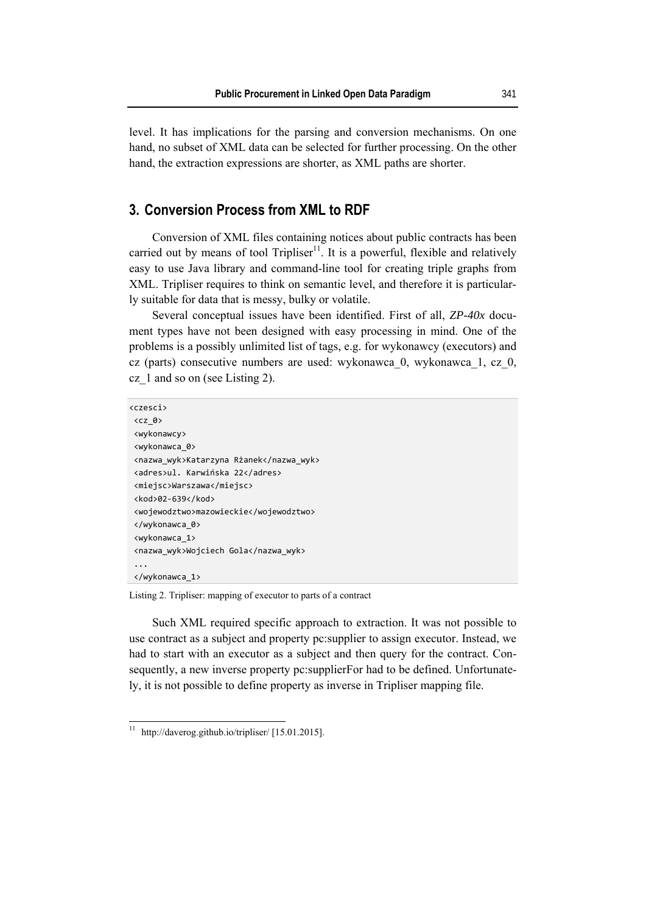level. It has implications for the parsing and conversion mechanisms. On one hand, no subset of XML data can be selected for further processing. On the other hand, the extraction expressions are shorter, as XML paths are shorter.

## 3. Conversion Process from XML to RDF

Conversion of XML files containing notices about public contracts has been carried out by means of tool Tripliser[11]. It is a powerful, flexible and relatively easy to use Java library and command-line tool for creating triple graphs from XML. Tripliser requires to think on semantic level, and therefore it is particularly suitable for data that is messy, bulky or volatile.

Several conceptual issues have been identified. First of all, *ZP-40x* document types have not been designed with easy processing in mind. One of the problems is a possibly unlimited list of tags, e.g. for wykonawcy (executors) and cz (parts) consecutive numbers are used: wykonawca_0, wykonawca_1, cz_0, cz_1 and so on (see Listing 2).

```
<czesci>
 <cz_0>
 <wykonawcy>
 <wykonawca_0>
 <nazwa_wyk>Katarzyna Rżanek</nazwa_wyk>
 <adres>ul. Karwińska 22</adres>
 <miejsc>Warszawa</miejsc>
 <kod>02-639</kod>
 <wojewodztwo>mazowieckie</wojewodztwo>
 </wykonawca_0>
 <wykonawca_1>
 <nazwa_wyk>Wojciech Gola</nazwa_wyk>
 ...
 </wykonawca_1>
```

Listing 2. Tripliser: mapping of executor to parts of a contract

Such XML required specific approach to extraction. It was not possible to use contract as a subject and property pc:supplier to assign executor. Instead, we had to start with an executor as a subject and then query for the contract. Consequently, a new inverse property pc:supplierFor had to be defined. Unfortunately, it is not possible to define property as inverse in Tripliser mapping file.

[11] http://daverog.github.io/tripliser/ [15.01.2015].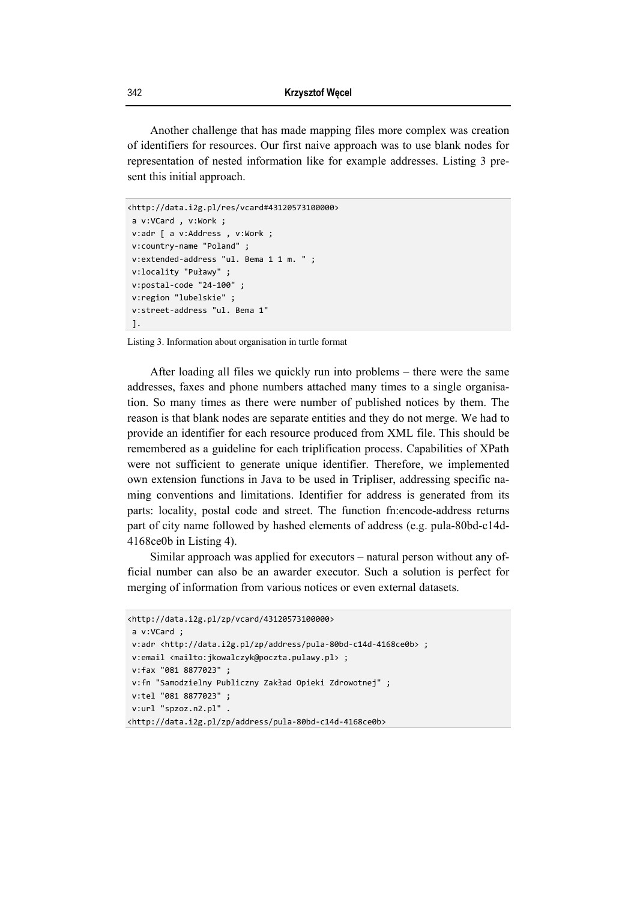Another challenge that has made mapping files more complex was creation of identifiers for resources. Our first naive approach was to use blank nodes for representation of nested information like for example addresses. Listing 3 present this initial approach.

```
<http://data.i2g.pl/res/vcard#43120573100000>
 a v:VCard , v:Work ;
 v:adr [ a v:Address , v:Work ;
 v:country-name "Poland" ;
 v:extended-address "ul. Bema 1 1 m. " ;
 v:locality "Puławy" ;
 v:postal-code "24-100" ;
 v:region "lubelskie" ;
 v:street-address "ul. Bema 1"
 ].
```

Listing 3. Information about organisation in turtle format

After loading all files we quickly run into problems – there were the same addresses, faxes and phone numbers attached many times to a single organisation. So many times as there were number of published notices by them. The reason is that blank nodes are separate entities and they do not merge. We had to provide an identifier for each resource produced from XML file. This should be remembered as a guideline for each triplification process. Capabilities of XPath were not sufficient to generate unique identifier. Therefore, we implemented own extension functions in Java to be used in Tripliser, addressing specific naming conventions and limitations. Identifier for address is generated from its parts: locality, postal code and street. The function fn:encode-address returns part of city name followed by hashed elements of address (e.g. pula-80bd-c14d-4168ce0b in Listing 4).

Similar approach was applied for executors – natural person without any official number can also be an awarder executor. Such a solution is perfect for merging of information from various notices or even external datasets.

```
<http://data.i2g.pl/zp/vcard/43120573100000>
 a v:VCard ;
 v:adr <http://data.i2g.pl/zp/address/pula-80bd-c14d-4168ce0b> ;
 v:email <mailto:jkowalczyk@poczta.pulawy.pl> ;
 v:fax "081 8877023" ;
 v:fn "Samodzielny Publiczny Zakład Opieki Zdrowotnej" ;
 v:tel "081 8877023" ;
 v:url "spzoz.n2.pl" .
<http://data.i2g.pl/zp/address/pula-80bd-c14d-4168ce0b>
```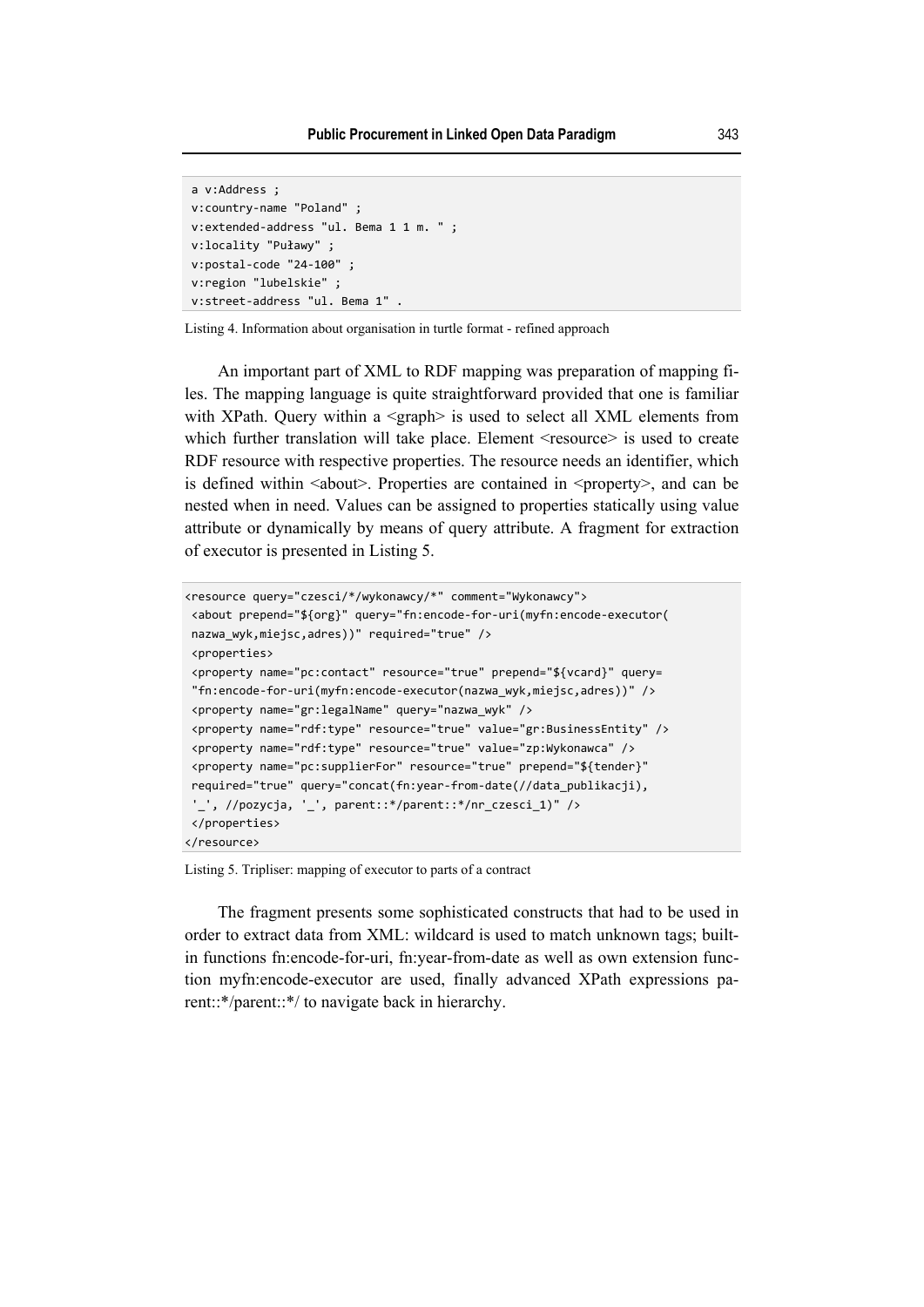```
 a v:Address ;
 v:country-name "Poland" ;
 v:extended-address "ul. Bema 1 1 m. " ;
 v:locality "Puławy" ;
 v:postal-code "24-100" ;
 v:region "lubelskie" ;
 v:street-address "ul. Bema 1" .
```

Listing 4. Information about organisation in turtle format - refined approach

An important part of XML to RDF mapping was preparation of mapping files. The mapping language is quite straightforward provided that one is familiar with XPath. Query within a <graph> is used to select all XML elements from which further translation will take place. Element <resource> is used to create RDF resource with respective properties. The resource needs an identifier, which is defined within <about>. Properties are contained in <property>, and can be nested when in need. Values can be assigned to properties statically using value attribute or dynamically by means of query attribute. A fragment for extraction of executor is presented in Listing 5.

```
<resource query="czesci/*/wykonawcy/*" comment="Wykonawcy">
 <about prepend="${org}" query="fn:encode-for-uri(myfn:encode-executor(
 nazwa_wyk,miejsc,adres))" required="true" />
 <properties>
 <property name="pc:contact" resource="true" prepend="${vcard}" query=
 "fn:encode-for-uri(myfn:encode-executor(nazwa_wyk,miejsc,adres))" />
 <property name="gr:legalName" query="nazwa_wyk" />
 <property name="rdf:type" resource="true" value="gr:BusinessEntity" />
 <property name="rdf:type" resource="true" value="zp:Wykonawca" />
 <property name="pc:supplierFor" resource="true" prepend="${tender}"
 required="true" query="concat(fn:year-from-date(//data_publikacji),
 '_', //pozycja, '_', parent::*/parent::*/nr_czesci_1)" />
 </properties>
</resource>
```

Listing 5. Tripliser: mapping of executor to parts of a contract

The fragment presents some sophisticated constructs that had to be used in order to extract data from XML: wildcard is used to match unknown tags; built-in functions fn:encode-for-uri, fn:year-from-date as well as own extension function myfn:encode-executor are used, finally advanced XPath expressions parent::*/parent::*/ to navigate back in hierarchy.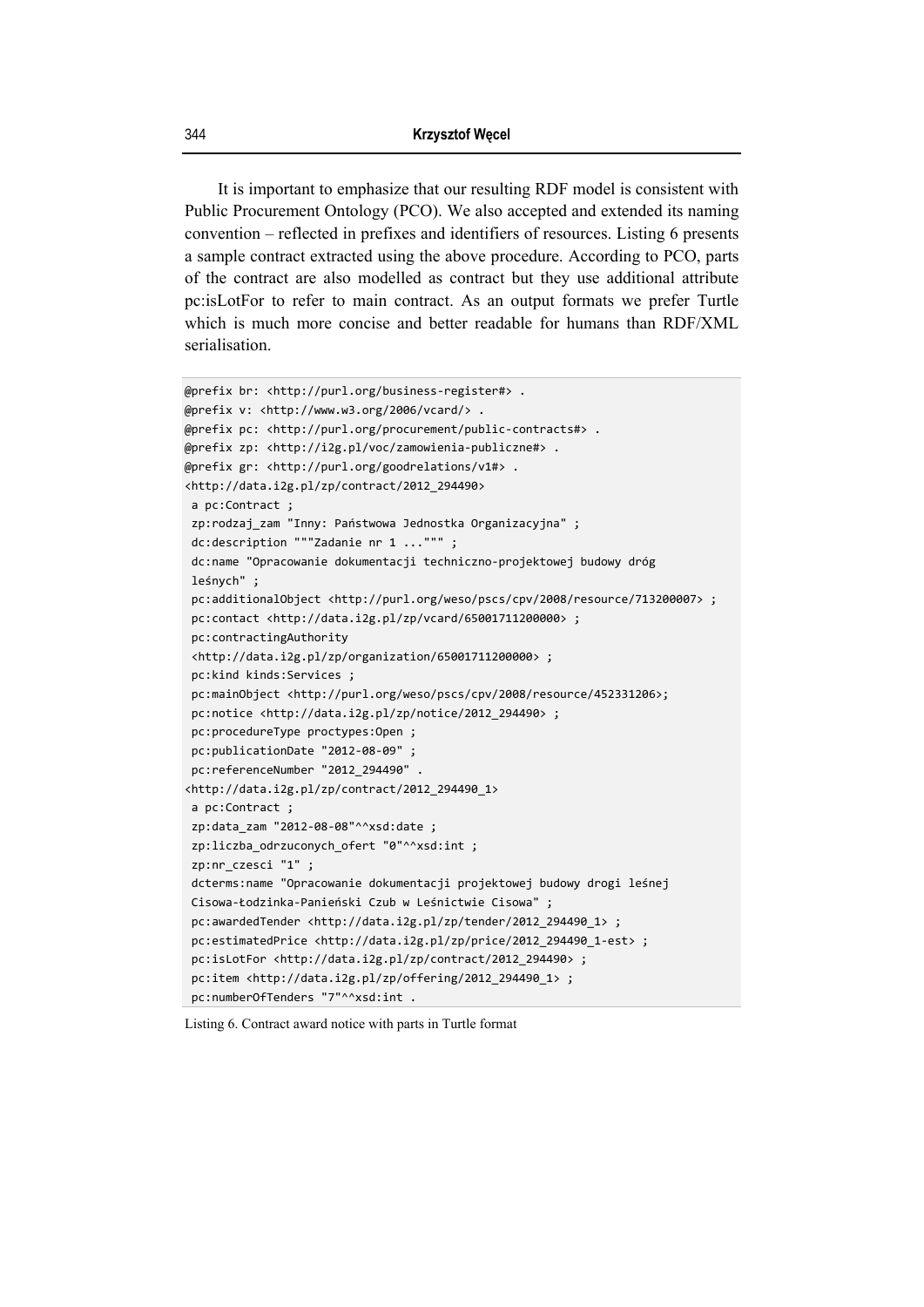It is important to emphasize that our resulting RDF model is consistent with Public Procurement Ontology (PCO). We also accepted and extended its naming convention – reflected in prefixes and identifiers of resources. Listing 6 presents a sample contract extracted using the above procedure. According to PCO, parts of the contract are also modelled as contract but they use additional attribute pc:isLotFor to refer to main contract. As an output formats we prefer Turtle which is much more concise and better readable for humans than RDF/XML serialisation.

```
@prefix br: <http://purl.org/business-register#> .
@prefix v: <http://www.w3.org/2006/vcard/> .
@prefix pc: <http://purl.org/procurement/public-contracts#> .
@prefix zp: <http://i2g.pl/voc/zamowienia-publiczne#> .
@prefix gr: <http://purl.org/goodrelations/v1#> .
<http://data.i2g.pl/zp/contract/2012_294490>
 a pc:Contract ;
 zp:rodzaj_zam "Inny: Państwowa Jednostka Organizacyjna" ;
 dc:description """Zadanie nr 1 ...""" ;
 dc:name "Opracowanie dokumentacji techniczno-projektowej budowy dróg
 leśnych" ;
 pc:additionalObject <http://purl.org/weso/pscs/cpv/2008/resource/713200007> ;
 pc:contact <http://data.i2g.pl/zp/vcard/65001711200000> ;
 pc:contractingAuthority
 <http://data.i2g.pl/zp/organization/65001711200000> ;
 pc:kind kinds:Services ;
 pc:mainObject <http://purl.org/weso/pscs/cpv/2008/resource/452331206>;
 pc:notice <http://data.i2g.pl/zp/notice/2012_294490> ;
 pc:procedureType proctypes:Open ;
 pc:publicationDate "2012-08-09" ;
 pc:referenceNumber "2012_294490" .
<http://data.i2g.pl/zp/contract/2012_294490_1>
 a pc:Contract ;
 zp:data_zam "2012-08-08"^^xsd:date ;
 zp:liczba_odrzuconych_ofert "0"^^xsd:int ;
 zp:nr_czesci "1" ;
 dcterms:name "Opracowanie dokumentacji projektowej budowy drogi leśnej
 Cisowa-Łodzinka-Panieński Czub w Leśnictwie Cisowa" ;
 pc:awardedTender <http://data.i2g.pl/zp/tender/2012_294490_1> ;
 pc:estimatedPrice <http://data.i2g.pl/zp/price/2012_294490_1-est> ;
 pc:isLotFor <http://data.i2g.pl/zp/contract/2012_294490> ;
 pc:item <http://data.i2g.pl/zp/offering/2012_294490_1> ;
 pc:numberOfTenders "7"^^xsd:int .
```

Listing 6. Contract award notice with parts in Turtle format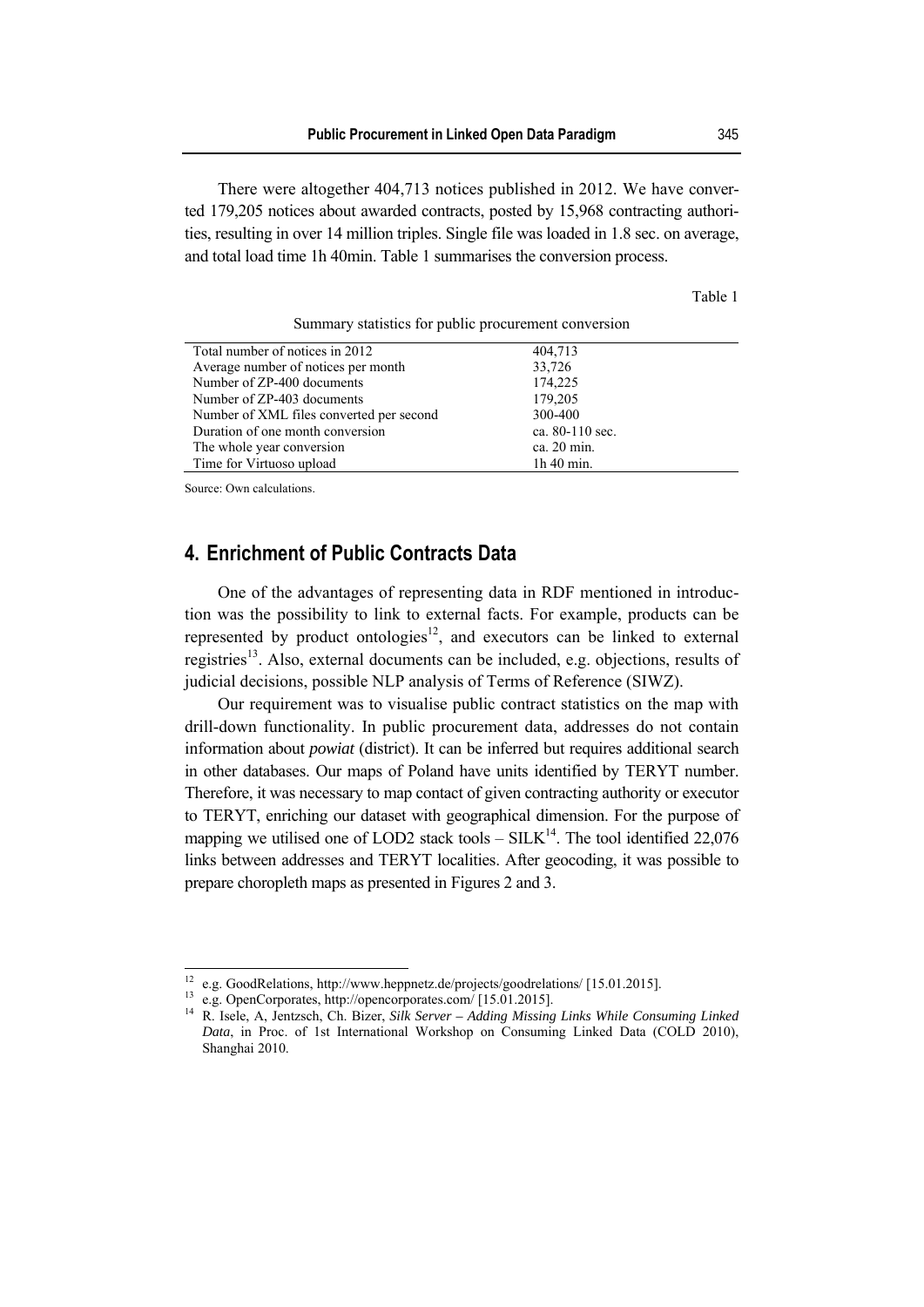There were altogether 404,713 notices published in 2012. We have converted 179,205 notices about awarded contracts, posted by 15,968 contracting authorities, resulting in over 14 million triples. Single file was loaded in 1.8 sec. on average, and total load time 1h 40min. Table 1 summarises the conversion process.

Table 1

Summary statistics for public procurement conversion

| | |
|---|---|
| Total number of notices in 2012 | 404,713 |
| Average number of notices per month | 33,726 |
| Number of ZP-400 documents | 174,225 |
| Number of ZP-403 documents | 179,205 |
| Number of XML files converted per second | 300-400 |
| Duration of one month conversion | ca. 80-110 sec. |
| The whole year conversion | ca. 20 min. |
| Time for Virtuoso upload | 1h 40 min. |

Source: Own calculations.

## 4. Enrichment of Public Contracts Data

One of the advantages of representing data in RDF mentioned in introduction was the possibility to link to external facts. For example, products can be represented by product ontologies[12], and executors can be linked to external registries[13]. Also, external documents can be included, e.g. objections, results of judicial decisions, possible NLP analysis of Terms of Reference (SIWZ).

Our requirement was to visualise public contract statistics on the map with drill-down functionality. In public procurement data, addresses do not contain information about *powiat* (district). It can be inferred but requires additional search in other databases. Our maps of Poland have units identified by TERYT number. Therefore, it was necessary to map contact of given contracting authority or executor to TERYT, enriching our dataset with geographical dimension. For the purpose of mapping we utilised one of LOD2 stack tools – SILK[14]. The tool identified 22,076 links between addresses and TERYT localities. After geocoding, it was possible to prepare choropleth maps as presented in Figures 2 and 3.

---

[12] e.g. GoodRelations, http://www.heppnetz.de/projects/goodrelations/ [15.01.2015].

[13] e.g. OpenCorporates, http://opencorporates.com/ [15.01.2015].

[14] R. Isele, A, Jentzsch, Ch. Bizer, *Silk Server – Adding Missing Links While Consuming Linked Data*, in Proc. of 1st International Workshop on Consuming Linked Data (COLD 2010), Shanghai 2010.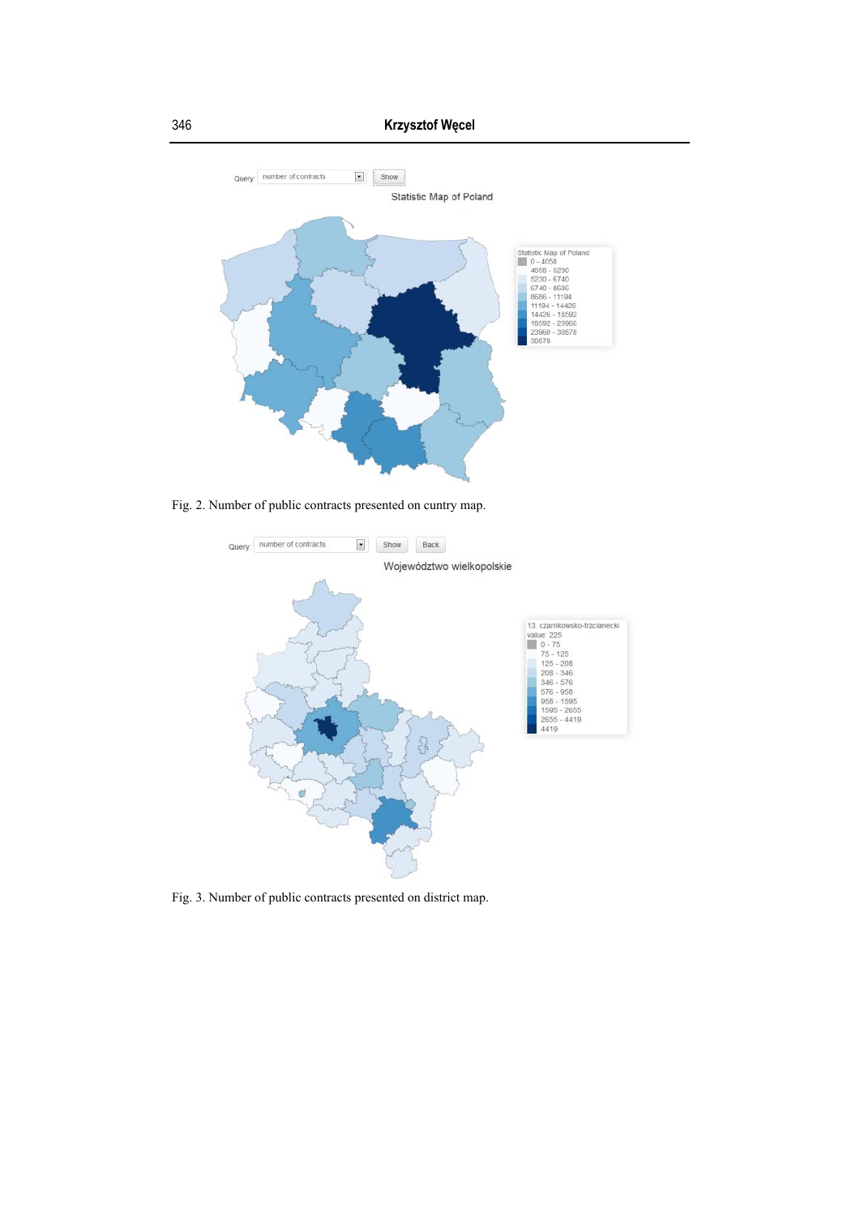Fig. 2. Number of public contracts presented on cuntry map.

Fig. 3. Number of public contracts presented on district map.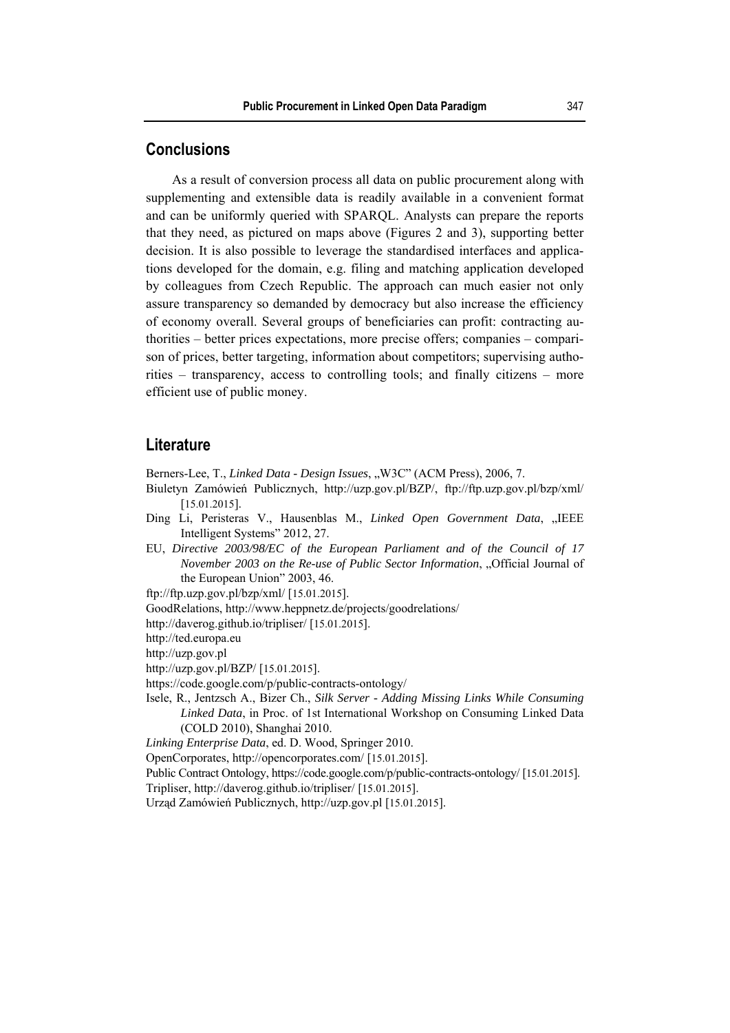## Conclusions

As a result of conversion process all data on public procurement along with supplementing and extensible data is readily available in a convenient format and can be uniformly queried with SPARQL. Analysts can prepare the reports that they need, as pictured on maps above (Figures 2 and 3), supporting better decision. It is also possible to leverage the standardised interfaces and applications developed for the domain, e.g. filing and matching application developed by colleagues from Czech Republic. The approach can much easier not only assure transparency so demanded by democracy but also increase the efficiency of economy overall. Several groups of beneficiaries can profit: contracting authorities – better prices expectations, more precise offers; companies – comparison of prices, better targeting, information about competitors; supervising authorities – transparency, access to controlling tools; and finally citizens – more efficient use of public money.

## Literature

Berners-Lee, T., *Linked Data - Design Issues*, „W3C" (ACM Press), 2006, 7.

Biuletyn Zamówień Publicznych, http://uzp.gov.pl/BZP/, ftp://ftp.uzp.gov.pl/bzp/xml/ [15.01.2015].

Ding Li, Peristeras V., Hausenblas M., *Linked Open Government Data*, „IEEE Intelligent Systems" 2012, 27.

EU, *Directive 2003/98/EC of the European Parliament and of the Council of 17 November 2003 on the Re-use of Public Sector Information*, „Official Journal of the European Union" 2003, 46.

ftp://ftp.uzp.gov.pl/bzp/xml/ [15.01.2015].

GoodRelations, http://www.heppnetz.de/projects/goodrelations/

http://daverog.github.io/tripliser/ [15.01.2015].

http://ted.europa.eu

http://uzp.gov.pl

http://uzp.gov.pl/BZP/ [15.01.2015].

https://code.google.com/p/public-contracts-ontology/

Isele, R., Jentzsch A., Bizer Ch., *Silk Server - Adding Missing Links While Consuming Linked Data*, in Proc. of 1st International Workshop on Consuming Linked Data (COLD 2010), Shanghai 2010.

*Linking Enterprise Data*, ed. D. Wood, Springer 2010.

OpenCorporates, http://opencorporates.com/ [15.01.2015].

Public Contract Ontology, https://code.google.com/p/public-contracts-ontology/ [15.01.2015].

Tripliser, http://daverog.github.io/tripliser/ [15.01.2015].

Urząd Zamówień Publicznych, http://uzp.gov.pl [15.01.2015].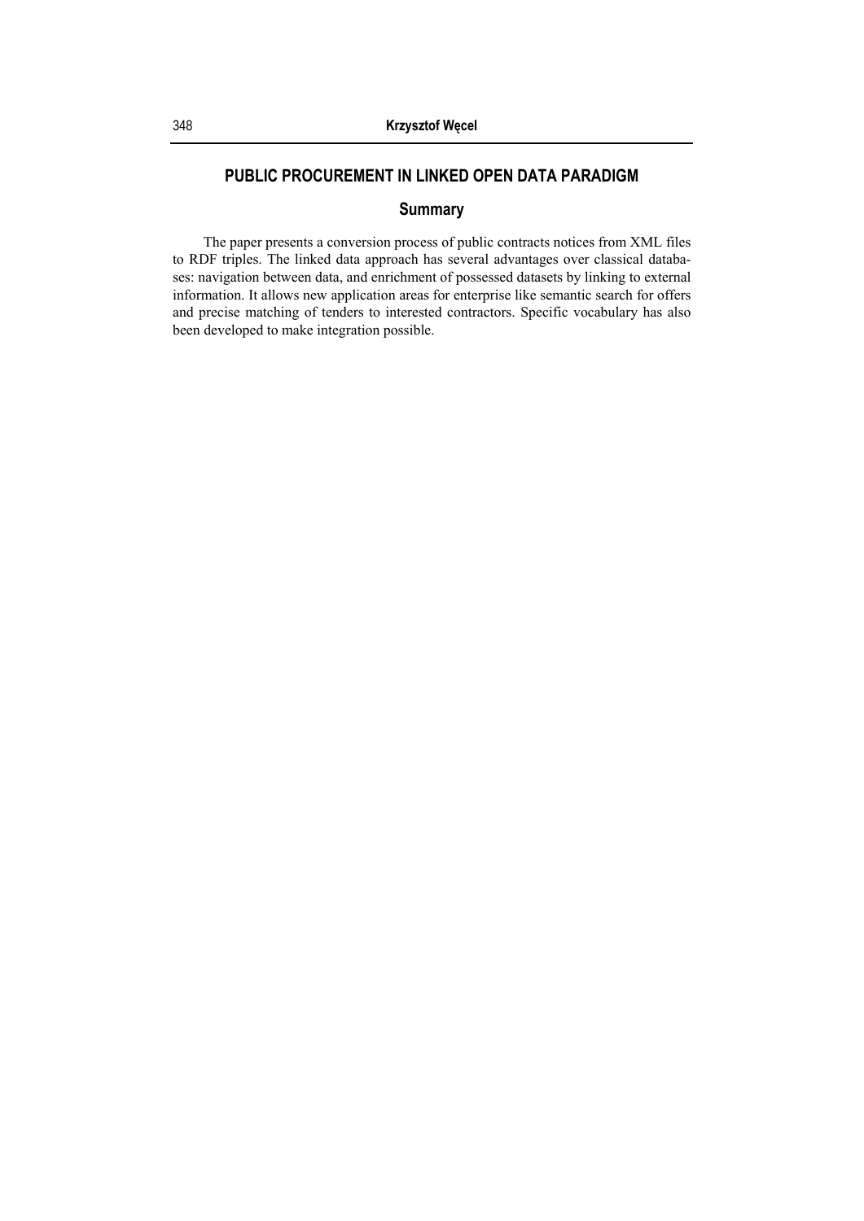## PUBLIC PROCUREMENT IN LINKED OPEN DATA PARADIGM

### Summary

The paper presents a conversion process of public contracts notices from XML files to RDF triples. The linked data approach has several advantages over classical databases: navigation between data, and enrichment of possessed datasets by linking to external information. It allows new application areas for enterprise like semantic search for offers and precise matching of tenders to interested contractors. Specific vocabulary has also been developed to make integration possible.